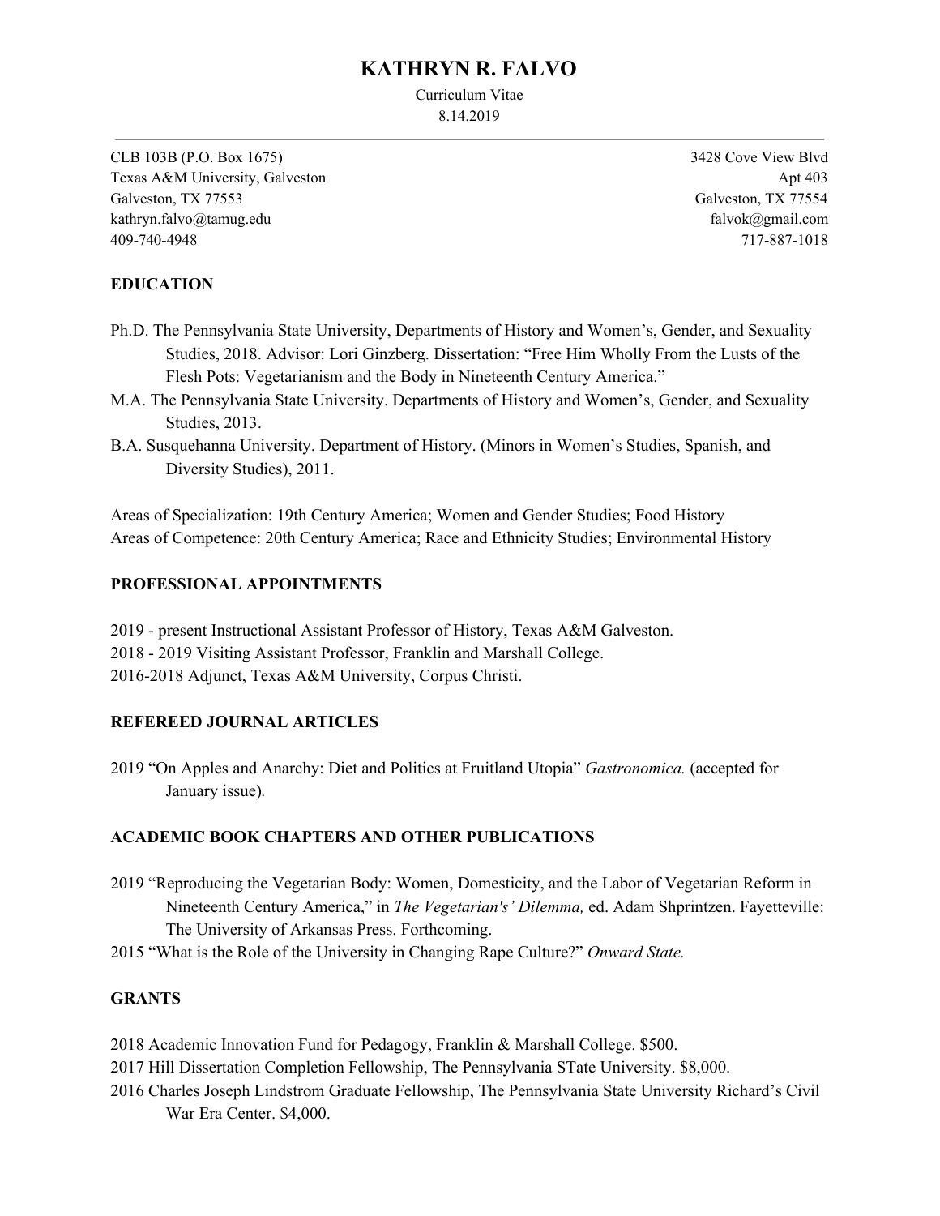# KATHRYN R. FALVO

Curriculum Vitae
8.14.2019

CLB 103B (P.O. Box 1675)
Texas A&M University, Galveston
Galveston, TX 77553
kathryn.falvo@tamug.edu
409-740-4948

3428 Cove View Blvd
Apt 403
Galveston, TX 77554
falvok@gmail.com
717-887-1018

## EDUCATION

Ph.D. The Pennsylvania State University, Departments of History and Women's, Gender, and Sexuality Studies, 2018. Advisor: Lori Ginzberg. Dissertation: "Free Him Wholly From the Lusts of the Flesh Pots: Vegetarianism and the Body in Nineteenth Century America."

M.A. The Pennsylvania State University. Departments of History and Women's, Gender, and Sexuality Studies, 2013.

B.A. Susquehanna University. Department of History. (Minors in Women's Studies, Spanish, and Diversity Studies), 2011.

Areas of Specialization: 19th Century America; Women and Gender Studies; Food History
Areas of Competence: 20th Century America; Race and Ethnicity Studies; Environmental History

## PROFESSIONAL APPOINTMENTS

2019 - present Instructional Assistant Professor of History, Texas A&M Galveston.
2018 - 2019 Visiting Assistant Professor, Franklin and Marshall College.
2016-2018 Adjunct, Texas A&M University, Corpus Christi.

## REFEREED JOURNAL ARTICLES

2019 "On Apples and Anarchy: Diet and Politics at Fruitland Utopia" *Gastronomica.* (accepted for January issue).

## ACADEMIC BOOK CHAPTERS AND OTHER PUBLICATIONS

2019 "Reproducing the Vegetarian Body: Women, Domesticity, and the Labor of Vegetarian Reform in Nineteenth Century America," in *The Vegetarian's' Dilemma,* ed. Adam Shprintzen. Fayetteville: The University of Arkansas Press. Forthcoming.

2015 "What is the Role of the University in Changing Rape Culture?" *Onward State.*

## GRANTS

2018 Academic Innovation Fund for Pedagogy, Franklin & Marshall College. $500.
2017 Hill Dissertation Completion Fellowship, The Pennsylvania STate University. $8,000.
2016 Charles Joseph Lindstrom Graduate Fellowship, The Pennsylvania State University Richard's Civil War Era Center. $4,000.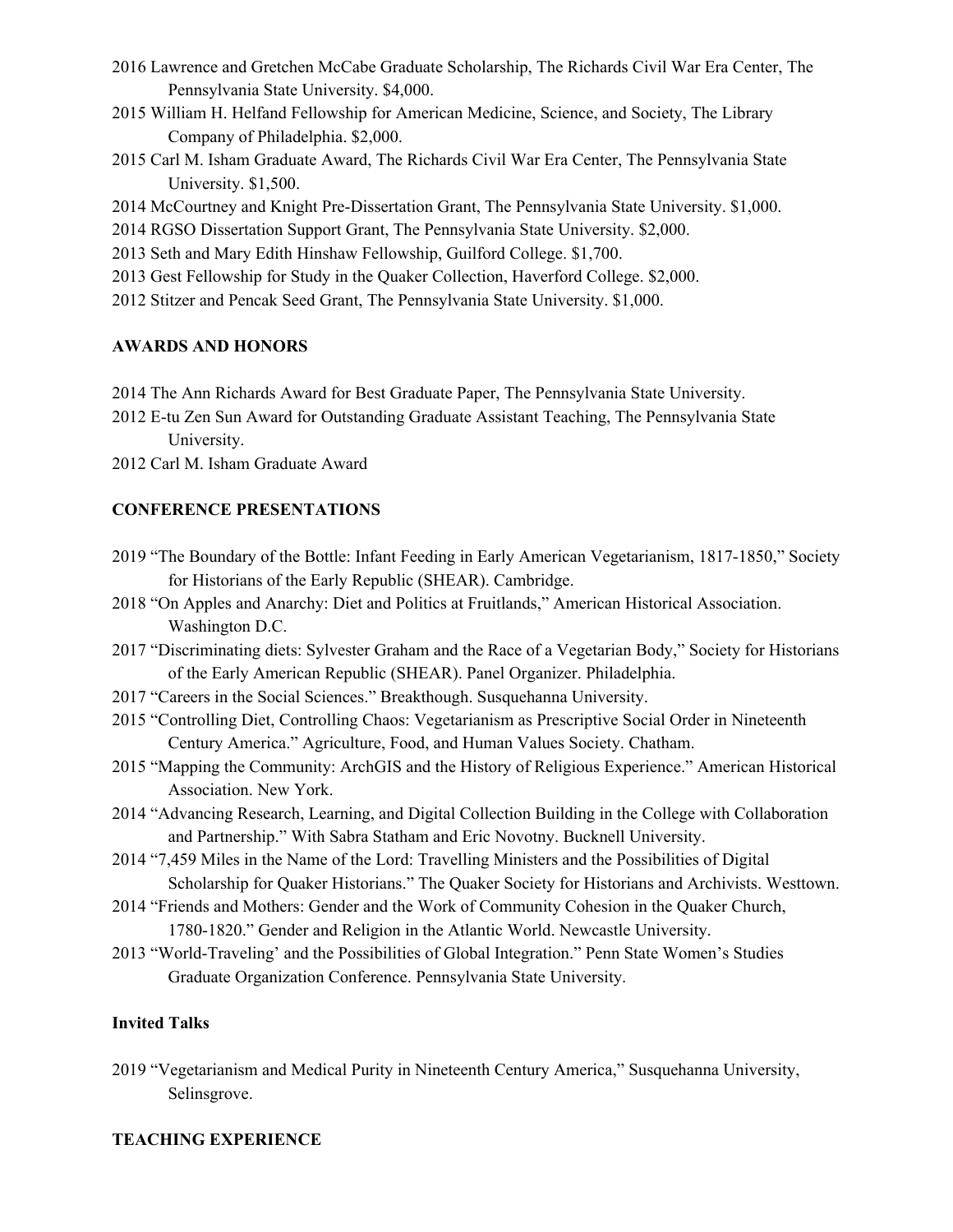2016 Lawrence and Gretchen McCabe Graduate Scholarship, The Richards Civil War Era Center, The Pennsylvania State University. $4,000.

2015 William H. Helfand Fellowship for American Medicine, Science, and Society, The Library Company of Philadelphia. $2,000.

2015 Carl M. Isham Graduate Award, The Richards Civil War Era Center, The Pennsylvania State University. $1,500.

2014 McCourtney and Knight Pre-Dissertation Grant, The Pennsylvania State University. $1,000.

2014 RGSO Dissertation Support Grant, The Pennsylvania State University. $2,000.

2013 Seth and Mary Edith Hinshaw Fellowship, Guilford College. $1,700.

2013 Gest Fellowship for Study in the Quaker Collection, Haverford College. $2,000.

2012 Stitzer and Pencak Seed Grant, The Pennsylvania State University. $1,000.

## AWARDS AND HONORS

2014 The Ann Richards Award for Best Graduate Paper, The Pennsylvania State University.

2012 E-tu Zen Sun Award for Outstanding Graduate Assistant Teaching, The Pennsylvania State University.

2012 Carl M. Isham Graduate Award

## CONFERENCE PRESENTATIONS

2019 "The Boundary of the Bottle: Infant Feeding in Early American Vegetarianism, 1817-1850," Society for Historians of the Early Republic (SHEAR). Cambridge.

2018 "On Apples and Anarchy: Diet and Politics at Fruitlands," American Historical Association. Washington D.C.

2017 "Discriminating diets: Sylvester Graham and the Race of a Vegetarian Body," Society for Historians of the Early American Republic (SHEAR). Panel Organizer. Philadelphia.

2017 "Careers in the Social Sciences." Breakthough. Susquehanna University.

2015 "Controlling Diet, Controlling Chaos: Vegetarianism as Prescriptive Social Order in Nineteenth Century America." Agriculture, Food, and Human Values Society. Chatham.

2015 "Mapping the Community: ArchGIS and the History of Religious Experience." American Historical Association. New York.

2014 "Advancing Research, Learning, and Digital Collection Building in the College with Collaboration and Partnership." With Sabra Statham and Eric Novotny. Bucknell University.

2014 "7,459 Miles in the Name of the Lord: Travelling Ministers and the Possibilities of Digital Scholarship for Quaker Historians." The Quaker Society for Historians and Archivists. Westtown.

2014 "Friends and Mothers: Gender and the Work of Community Cohesion in the Quaker Church, 1780-1820." Gender and Religion in the Atlantic World. Newcastle University.

2013 "World-Traveling' and the Possibilities of Global Integration." Penn State Women's Studies Graduate Organization Conference. Pennsylvania State University.

### Invited Talks

2019 "Vegetarianism and Medical Purity in Nineteenth Century America," Susquehanna University, Selinsgrove.

## TEACHING EXPERIENCE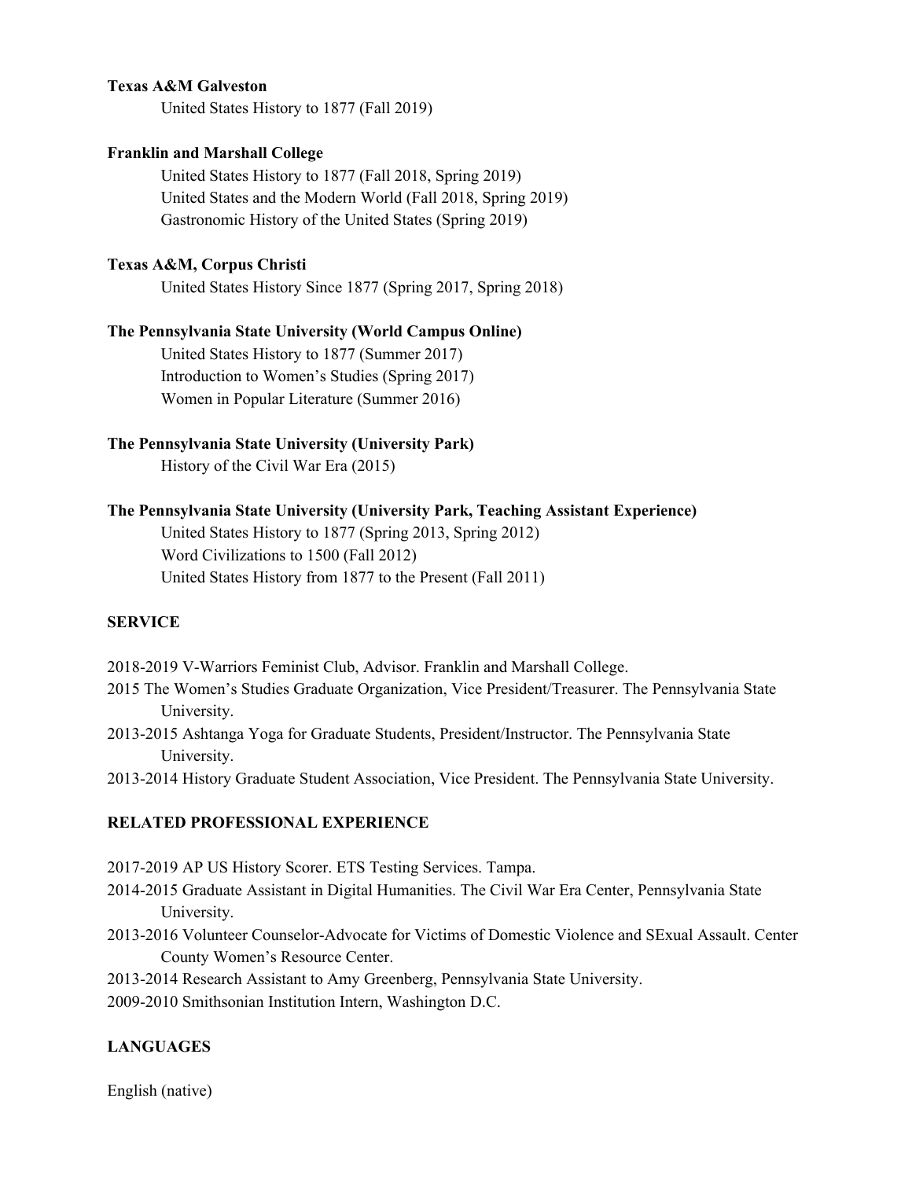**Texas A&M Galveston**

United States History to 1877 (Fall 2019)

**Franklin and Marshall College**

United States History to 1877 (Fall 2018, Spring 2019)
United States and the Modern World (Fall 2018, Spring 2019)
Gastronomic History of the United States (Spring 2019)

**Texas A&M, Corpus Christi**

United States History Since 1877 (Spring 2017, Spring 2018)

**The Pennsylvania State University (World Campus Online)**

United States History to 1877 (Summer 2017)
Introduction to Women's Studies (Spring 2017)
Women in Popular Literature (Summer 2016)

**The Pennsylvania State University (University Park)**

History of the Civil War Era (2015)

**The Pennsylvania State University (University Park, Teaching Assistant Experience)**

United States History to 1877 (Spring 2013, Spring 2012)
Word Civilizations to 1500 (Fall 2012)
United States History from 1877 to the Present (Fall 2011)

## SERVICE

2018-2019 V-Warriors Feminist Club, Advisor. Franklin and Marshall College.
2015 The Women's Studies Graduate Organization, Vice President/Treasurer. The Pennsylvania State University.
2013-2015 Ashtanga Yoga for Graduate Students, President/Instructor. The Pennsylvania State University.
2013-2014 History Graduate Student Association, Vice President. The Pennsylvania State University.

## RELATED PROFESSIONAL EXPERIENCE

2017-2019 AP US History Scorer. ETS Testing Services. Tampa.
2014-2015 Graduate Assistant in Digital Humanities. The Civil War Era Center, Pennsylvania State University.
2013-2016 Volunteer Counselor-Advocate for Victims of Domestic Violence and SExual Assault. Center County Women's Resource Center.
2013-2014 Research Assistant to Amy Greenberg, Pennsylvania State University.
2009-2010 Smithsonian Institution Intern, Washington D.C.

## LANGUAGES

English (native)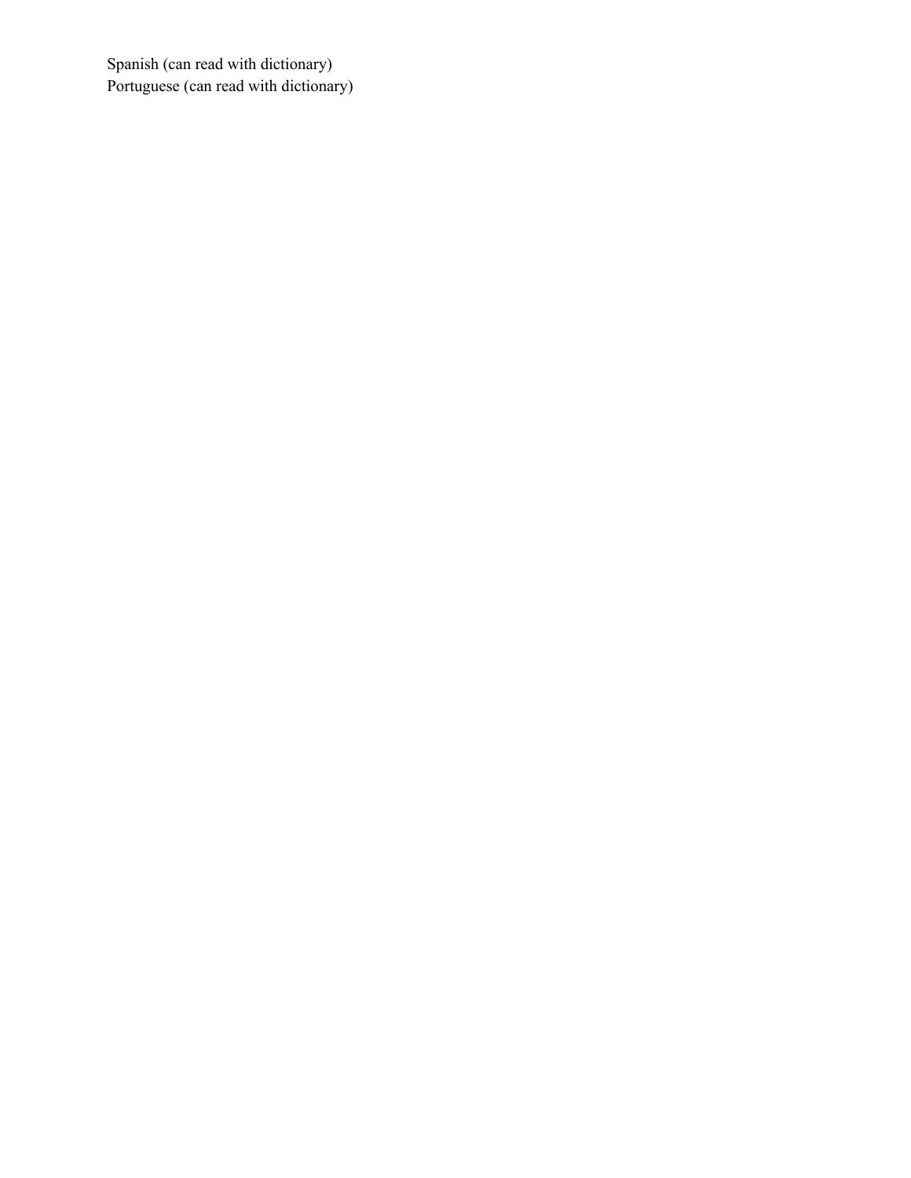Spanish (can read with dictionary)
Portuguese (can read with dictionary)